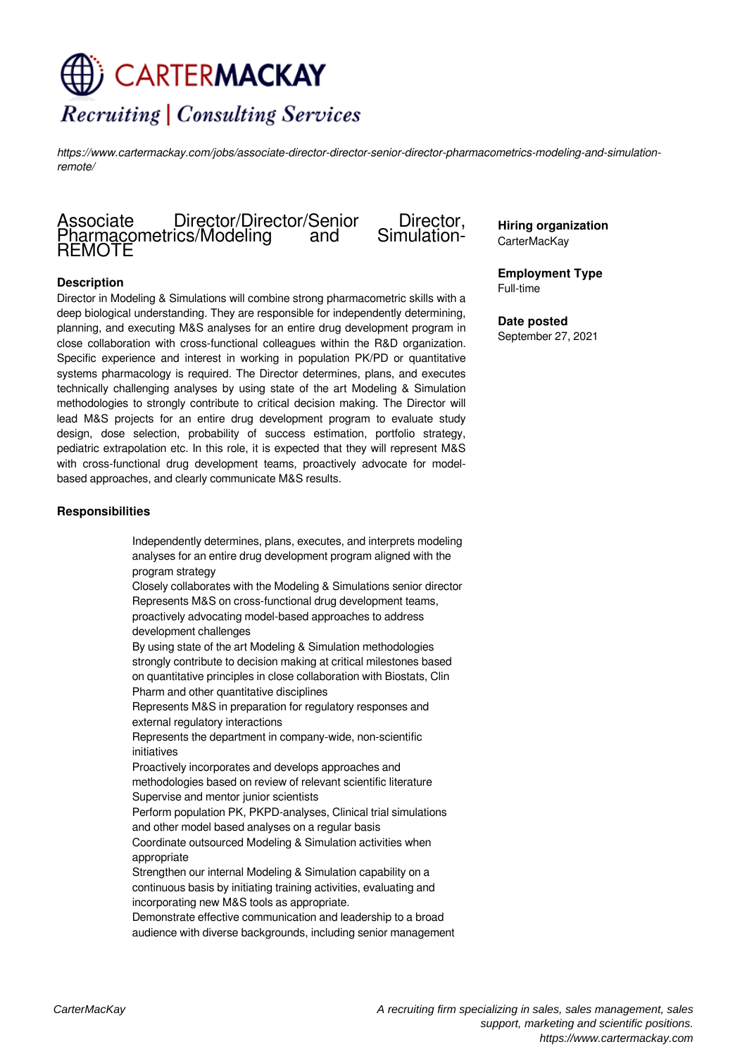CARTERMACKAY

*Recruiting | Consulting Services*

*https://www.cartermackay.com/jobs/associate-director-director-senior-director-pharmacometrics-modeling-and-simulation-remote/*

# Associate Director/Director/Senior Director, Pharmacometrics/Modeling and Simulation-REMOTE

**Hiring organization**
CarterMacKay

**Employment Type**
Full-time

**Date posted**
September 27, 2021

### Description

Director in Modeling & Simulations will combine strong pharmacometric skills with a deep biological understanding. They are responsible for independently determining, planning, and executing M&S analyses for an entire drug development program in close collaboration with cross-functional colleagues within the R&D organization. Specific experience and interest in working in population PK/PD or quantitative systems pharmacology is required. The Director determines, plans, and executes technically challenging analyses by using state of the art Modeling & Simulation methodologies to strongly contribute to critical decision making. The Director will lead M&S projects for an entire drug development program to evaluate study design, dose selection, probability of success estimation, portfolio strategy, pediatric extrapolation etc. In this role, it is expected that they will represent M&S with cross-functional drug development teams, proactively advocate for model-based approaches, and clearly communicate M&S results.

### Responsibilities

- Independently determines, plans, executes, and interprets modeling analyses for an entire drug development program aligned with the program strategy
- Closely collaborates with the Modeling & Simulations senior director
- Represents M&S on cross-functional drug development teams, proactively advocating model-based approaches to address development challenges
- By using state of the art Modeling & Simulation methodologies strongly contribute to decision making at critical milestones based on quantitative principles in close collaboration with Biostats, Clin Pharm and other quantitative disciplines
- Represents M&S in preparation for regulatory responses and external regulatory interactions
- Represents the department in company-wide, non-scientific initiatives
- Proactively incorporates and develops approaches and methodologies based on review of relevant scientific literature
- Supervise and mentor junior scientists
- Perform population PK, PKPD-analyses, Clinical trial simulations and other model based analyses on a regular basis
- Coordinate outsourced Modeling & Simulation activities when appropriate
- Strengthen our internal Modeling & Simulation capability on a continuous basis by initiating training activities, evaluating and incorporating new M&S tools as appropriate.
- Demonstrate effective communication and leadership to a broad audience with diverse backgrounds, including senior management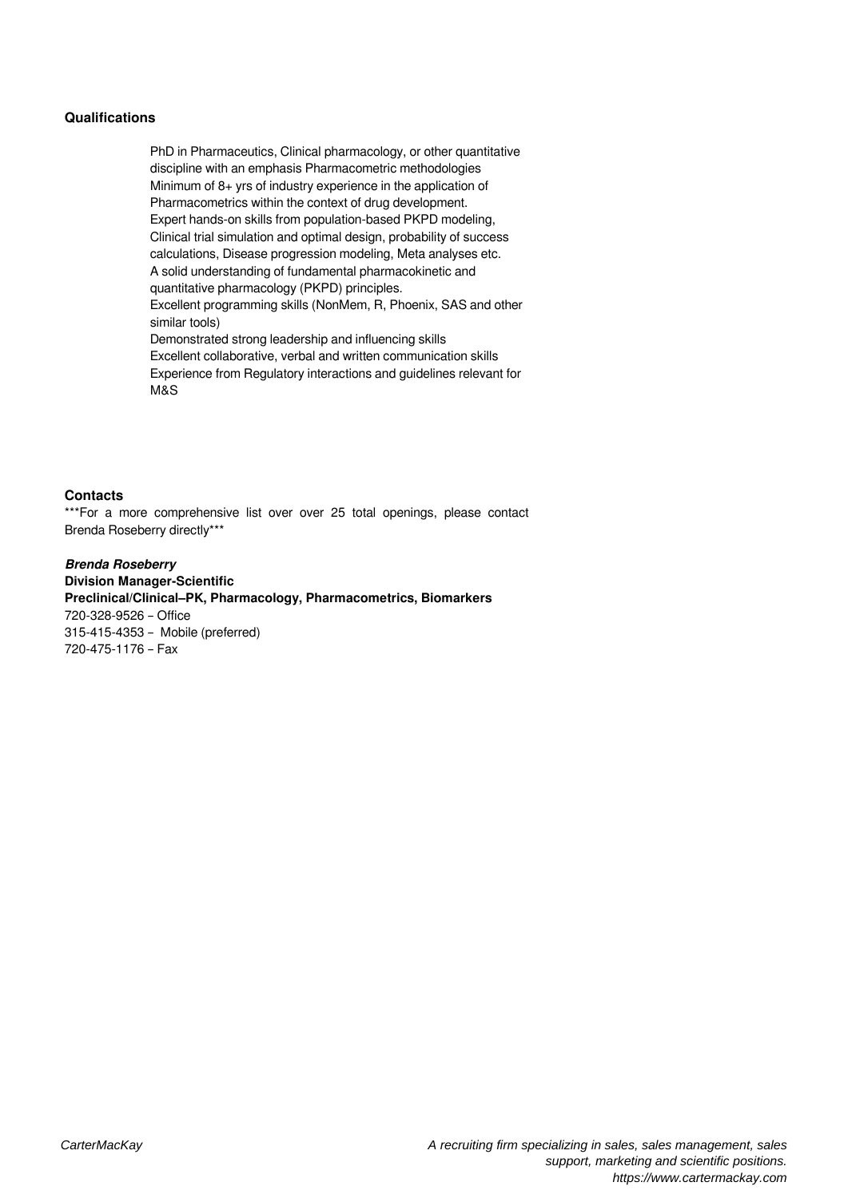**Qualifications**

PhD in Pharmaceutics, Clinical pharmacology, or other quantitative discipline with an emphasis Pharmacometric methodologies
Minimum of 8+ yrs of industry experience in the application of Pharmacometrics within the context of drug development.
Expert hands-on skills from population-based PKPD modeling, Clinical trial simulation and optimal design, probability of success calculations, Disease progression modeling, Meta analyses etc.
A solid understanding of fundamental pharmacokinetic and quantitative pharmacology (PKPD) principles.
Excellent programming skills (NonMem, R, Phoenix, SAS and other similar tools)
Demonstrated strong leadership and influencing skills
Excellent collaborative, verbal and written communication skills
Experience from Regulatory interactions and guidelines relevant for M&S

**Contacts**

***For a more comprehensive list over over 25 total openings, please contact Brenda Roseberry directly***

***Brenda Roseberry***
**Division Manager-Scientific**
**Preclinical/Clinical–PK, Pharmacology, Pharmacometrics, Biomarkers**
720-328-9526 – Office
315-415-4353 – Mobile (preferred)
720-475-1176 – Fax

*CarterMacKay*

*A recruiting firm specializing in sales, sales management, sales support, marketing and scientific positions.*
*https://www.cartermackay.com*